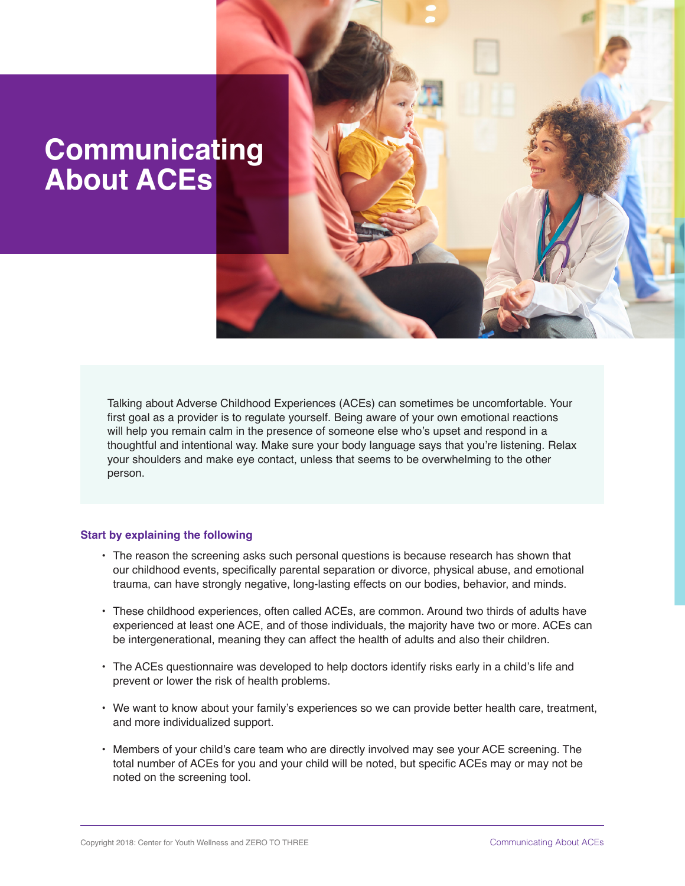# Communicating About ACEs

Talking about Adverse Childhood Experiences (ACEs) can sometimes be uncomfortable. Your first goal as a provider is to regulate yourself. Being aware of your own emotional reactions will help you remain calm in the presence of someone else who's upset and respond in a thoughtful and intentional way. Make sure your body language says that you're listening. Relax your shoulders and make eye contact, unless that seems to be overwhelming to the other person.

### Start by explaining the following

- The reason the screening asks such personal questions is because research has shown that our childhood events, specifically parental separation or divorce, physical abuse, and emotional trauma, can have strongly negative, long-lasting effects on our bodies, behavior, and minds.
- These childhood experiences, often called ACEs, are common. Around two thirds of adults have experienced at least one ACE, and of those individuals, the majority have two or more. ACEs can be intergenerational, meaning they can affect the health of adults and also their children.
- The ACEs questionnaire was developed to help doctors identify risks early in a child's life and prevent or lower the risk of health problems.
- We want to know about your family's experiences so we can provide better health care, treatment, and more individualized support.
- Members of your child's care team who are directly involved may see your ACE screening. The total number of ACEs for you and your child will be noted, but specific ACEs may or may not be noted on the screening tool.

Copyright 2018: Center for Youth Wellness and ZERO TO THREE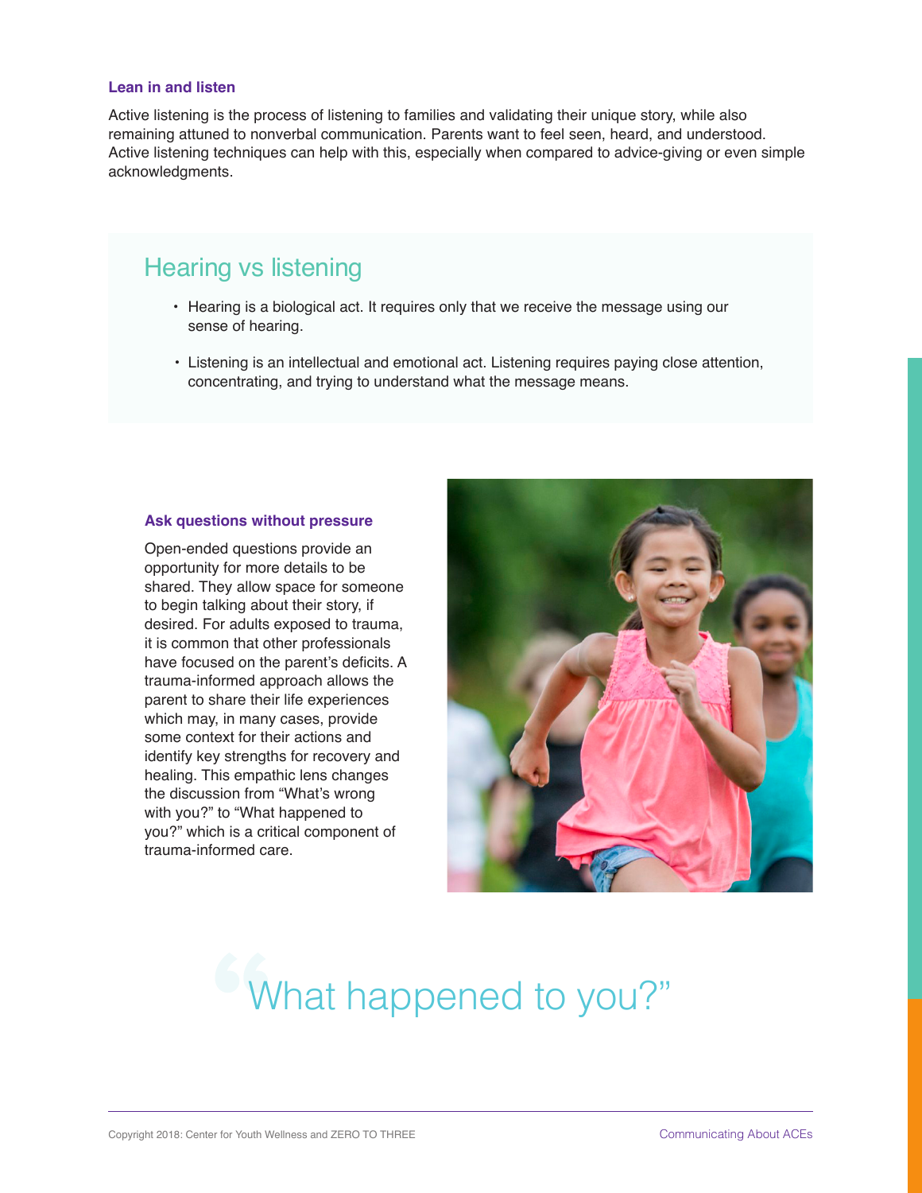### Lean in and listen

Active listening is the process of listening to families and validating their unique story, while also remaining attuned to nonverbal communication. Parents want to feel seen, heard, and understood. Active listening techniques can help with this, especially when compared to advice-giving or even simple acknowledgments.

## Hearing vs listening

- Hearing is a biological act. It requires only that we receive the message using our sense of hearing.
- Listening is an intellectual and emotional act. Listening requires paying close attention, concentrating, and trying to understand what the message means.

### Ask questions without pressure

Open-ended questions provide an opportunity for more details to be shared. They allow space for someone to begin talking about their story, if desired. For adults exposed to trauma, it is common that other professionals have focused on the parent's deficits. A trauma-informed approach allows the parent to share their life experiences which may, in many cases, provide some context for their actions and identify key strengths for recovery and healing. This empathic lens changes the discussion from "What's wrong with you?" to "What happened to you?" which is a critical component of trauma-informed care.

> "What happened to you?"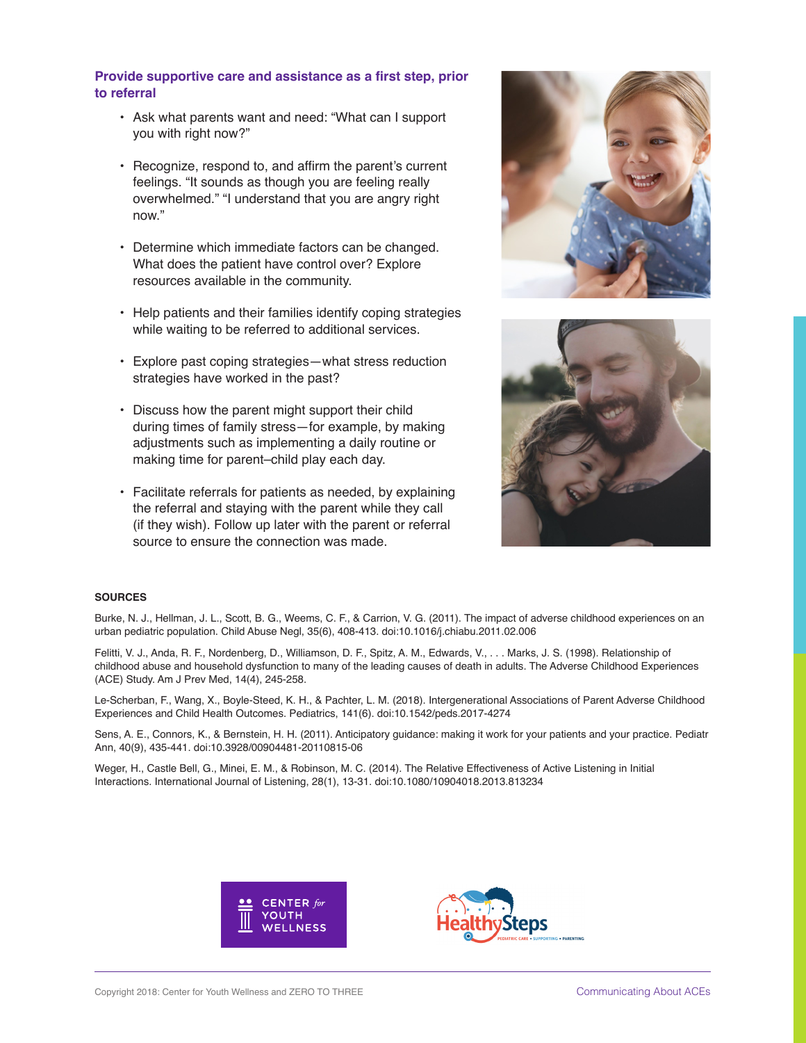## Provide supportive care and assistance as a first step, prior to referral

- Ask what parents want and need: "What can I support you with right now?"
- Recognize, respond to, and affirm the parent's current feelings. "It sounds as though you are feeling really overwhelmed." "I understand that you are angry right now."
- Determine which immediate factors can be changed. What does the patient have control over? Explore resources available in the community.
- Help patients and their families identify coping strategies while waiting to be referred to additional services.
- Explore past coping strategies—what stress reduction strategies have worked in the past?
- Discuss how the parent might support their child during times of family stress—for example, by making adjustments such as implementing a daily routine or making time for parent–child play each day.
- Facilitate referrals for patients as needed, by explaining the referral and staying with the parent while they call (if they wish). Follow up later with the parent or referral source to ensure the connection was made.

### SOURCES

Burke, N. J., Hellman, J. L., Scott, B. G., Weems, C. F., & Carrion, V. G. (2011). The impact of adverse childhood experiences on an urban pediatric population. Child Abuse Negl, 35(6), 408-413. doi:10.1016/j.chiabu.2011.02.006

Felitti, V. J., Anda, R. F., Nordenberg, D., Williamson, D. F., Spitz, A. M., Edwards, V., . . . Marks, J. S. (1998). Relationship of childhood abuse and household dysfunction to many of the leading causes of death in adults. The Adverse Childhood Experiences (ACE) Study. Am J Prev Med, 14(4), 245-258.

Le-Scherban, F., Wang, X., Boyle-Steed, K. H., & Pachter, L. M. (2018). Intergenerational Associations of Parent Adverse Childhood Experiences and Child Health Outcomes. Pediatrics, 141(6). doi:10.1542/peds.2017-4274

Sens, A. E., Connors, K., & Bernstein, H. H. (2011). Anticipatory guidance: making it work for your patients and your practice. Pediatr Ann, 40(9), 435-441. doi:10.3928/00904481-20110815-06

Weger, H., Castle Bell, G., Minei, E. M., & Robinson, M. C. (2014). The Relative Effectiveness of Active Listening in Initial Interactions. International Journal of Listening, 28(1), 13-31. doi:10.1080/10904018.2013.813234

CENTER *for* YOUTH WELLNESS

HealthySteps PEDIATRIC CARE • SUPPORTING • PARENTING

Copyright 2018: Center for Youth Wellness and ZERO TO THREE

Communicating About ACEs